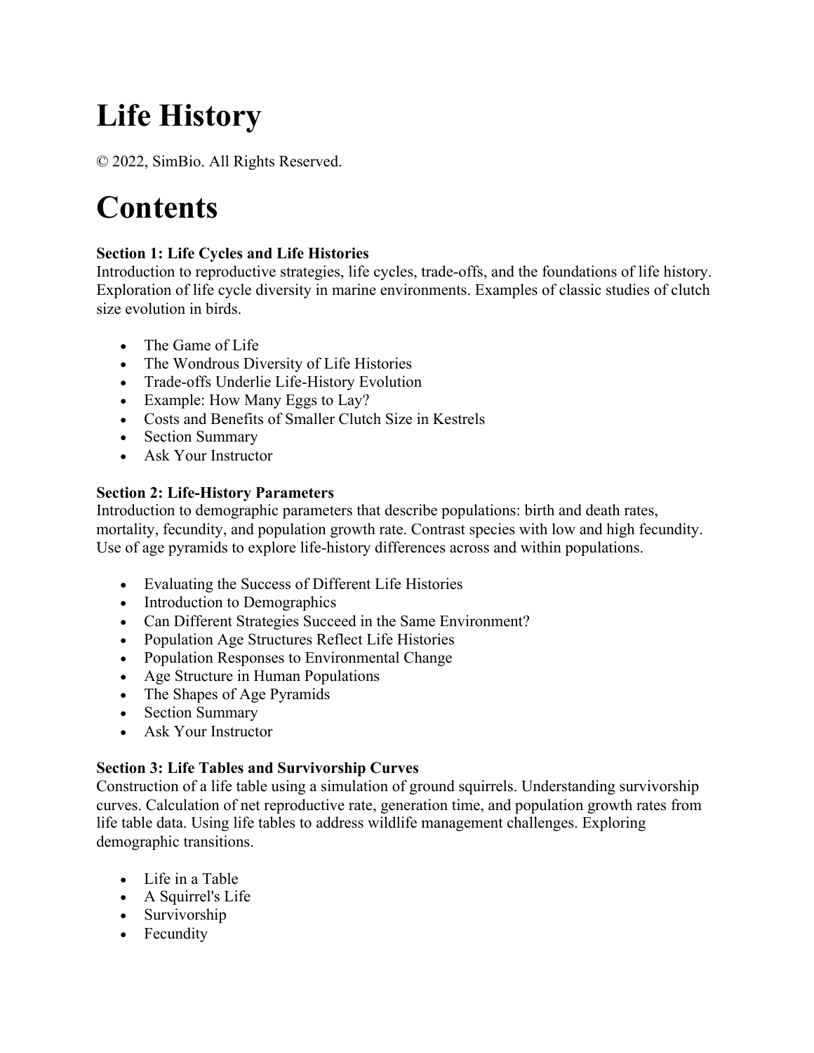# Life History

© 2022, SimBio. All Rights Reserved.

# Contents

**Section 1: Life Cycles and Life Histories**
Introduction to reproductive strategies, life cycles, trade-offs, and the foundations of life history. Exploration of life cycle diversity in marine environments. Examples of classic studies of clutch size evolution in birds.

- The Game of Life
- The Wondrous Diversity of Life Histories
- Trade-offs Underlie Life-History Evolution
- Example: How Many Eggs to Lay?
- Costs and Benefits of Smaller Clutch Size in Kestrels
- Section Summary
- Ask Your Instructor

**Section 2: Life-History Parameters**
Introduction to demographic parameters that describe populations: birth and death rates, mortality, fecundity, and population growth rate. Contrast species with low and high fecundity. Use of age pyramids to explore life-history differences across and within populations.

- Evaluating the Success of Different Life Histories
- Introduction to Demographics
- Can Different Strategies Succeed in the Same Environment?
- Population Age Structures Reflect Life Histories
- Population Responses to Environmental Change
- Age Structure in Human Populations
- The Shapes of Age Pyramids
- Section Summary
- Ask Your Instructor

**Section 3: Life Tables and Survivorship Curves**
Construction of a life table using a simulation of ground squirrels. Understanding survivorship curves. Calculation of net reproductive rate, generation time, and population growth rates from life table data. Using life tables to address wildlife management challenges. Exploring demographic transitions.

- Life in a Table
- A Squirrel's Life
- Survivorship
- Fecundity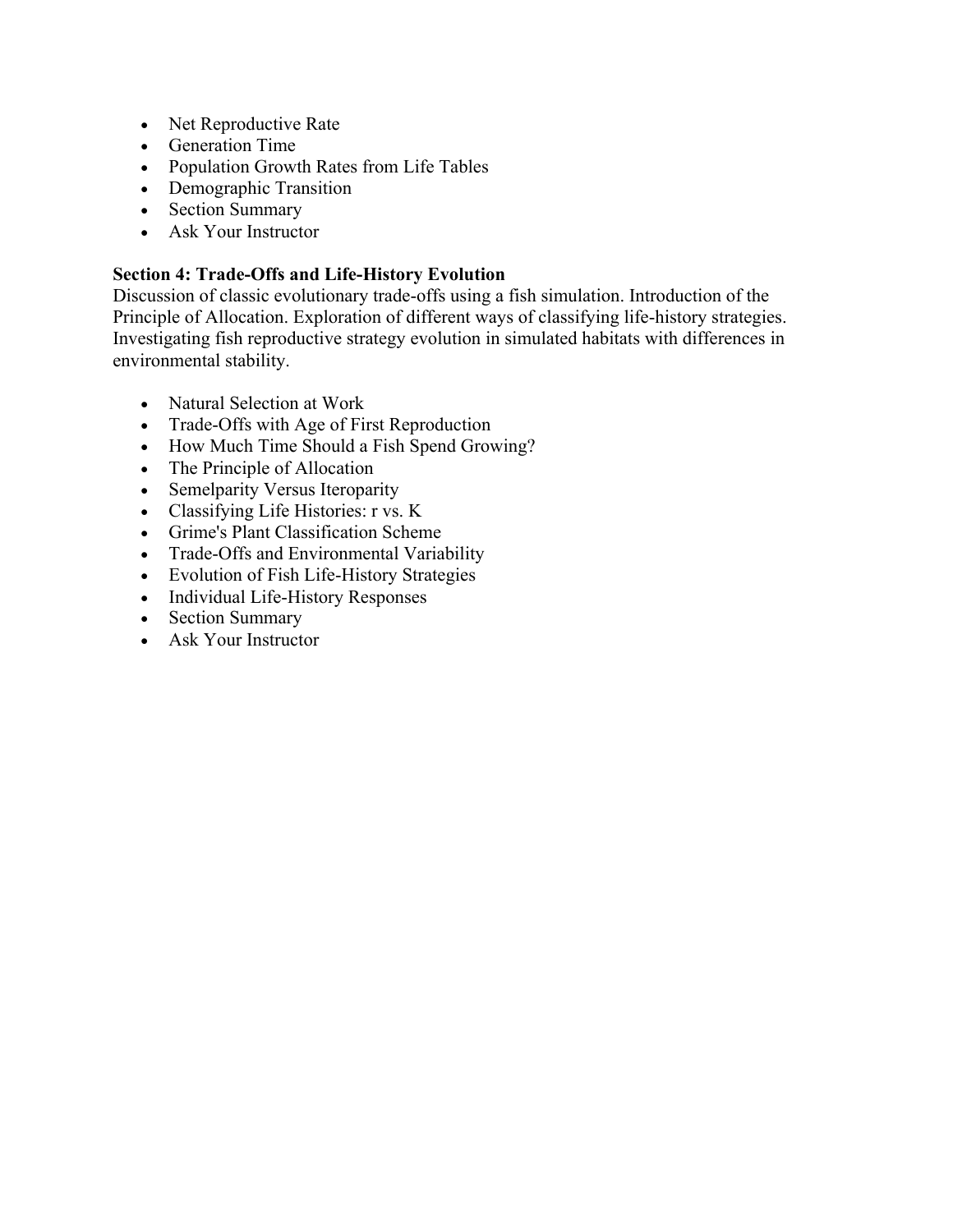- Net Reproductive Rate
- Generation Time
- Population Growth Rates from Life Tables
- Demographic Transition
- Section Summary
- Ask Your Instructor

**Section 4: Trade-Offs and Life-History Evolution**
Discussion of classic evolutionary trade-offs using a fish simulation. Introduction of the Principle of Allocation. Exploration of different ways of classifying life-history strategies. Investigating fish reproductive strategy evolution in simulated habitats with differences in environmental stability.

- Natural Selection at Work
- Trade-Offs with Age of First Reproduction
- How Much Time Should a Fish Spend Growing?
- The Principle of Allocation
- Semelparity Versus Iteroparity
- Classifying Life Histories: r vs. K
- Grime's Plant Classification Scheme
- Trade-Offs and Environmental Variability
- Evolution of Fish Life-History Strategies
- Individual Life-History Responses
- Section Summary
- Ask Your Instructor